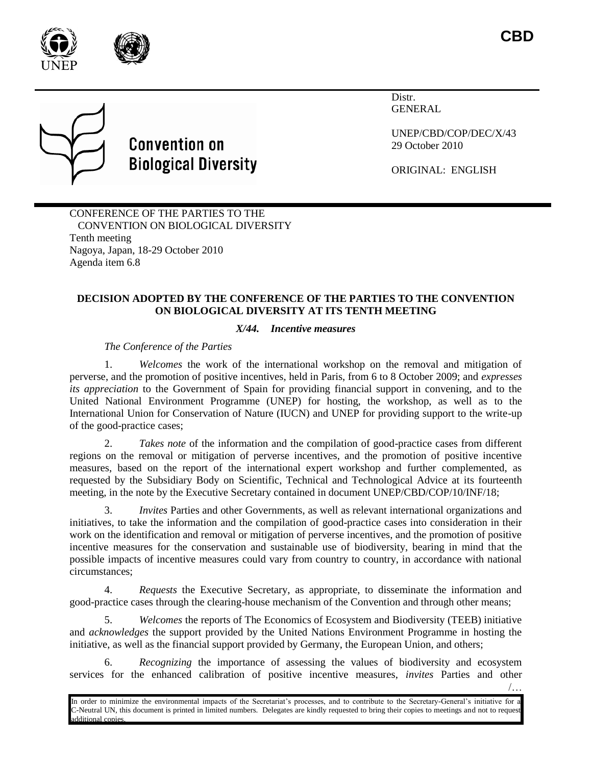CBD

Distr.
GENERAL

UNEP/CBD/COP/DEC/X/43
29 October 2010

ORIGINAL: ENGLISH

Convention on Biological Diversity

CONFERENCE OF THE PARTIES TO THE CONVENTION ON BIOLOGICAL DIVERSITY
Tenth meeting
Nagoya, Japan, 18-29 October 2010
Agenda item 6.8

## DECISION ADOPTED BY THE CONFERENCE OF THE PARTIES TO THE CONVENTION ON BIOLOGICAL DIVERSITY AT ITS TENTH MEETING

### *X/44. Incentive measures*

*The Conference of the Parties*

1. *Welcomes* the work of the international workshop on the removal and mitigation of perverse, and the promotion of positive incentives, held in Paris, from 6 to 8 October 2009; and *expresses its appreciation* to the Government of Spain for providing financial support in convening, and to the United National Environment Programme (UNEP) for hosting, the workshop, as well as to the International Union for Conservation of Nature (IUCN) and UNEP for providing support to the write-up of the good-practice cases;

2. *Takes note* of the information and the compilation of good-practice cases from different regions on the removal or mitigation of perverse incentives, and the promotion of positive incentive measures, based on the report of the international expert workshop and further complemented, as requested by the Subsidiary Body on Scientific, Technical and Technological Advice at its fourteenth meeting, in the note by the Executive Secretary contained in document UNEP/CBD/COP/10/INF/18;

3. *Invites* Parties and other Governments, as well as relevant international organizations and initiatives, to take the information and the compilation of good-practice cases into consideration in their work on the identification and removal or mitigation of perverse incentives, and the promotion of positive incentive measures for the conservation and sustainable use of biodiversity, bearing in mind that the possible impacts of incentive measures could vary from country to country, in accordance with national circumstances;

4. *Requests* the Executive Secretary, as appropriate, to disseminate the information and good-practice cases through the clearing-house mechanism of the Convention and through other means;

5. *Welcomes* the reports of The Economics of Ecosystem and Biodiversity (TEEB) initiative and *acknowledges* the support provided by the United Nations Environment Programme in hosting the initiative, as well as the financial support provided by Germany, the European Union, and others;

6. *Recognizing* the importance of assessing the values of biodiversity and ecosystem services for the enhanced calibration of positive incentive measures, *invites* Parties and other

/…

In order to minimize the environmental impacts of the Secretariat's processes, and to contribute to the Secretary-General's initiative for a C-Neutral UN, this document is printed in limited numbers. Delegates are kindly requested to bring their copies to meetings and not to request additional copies.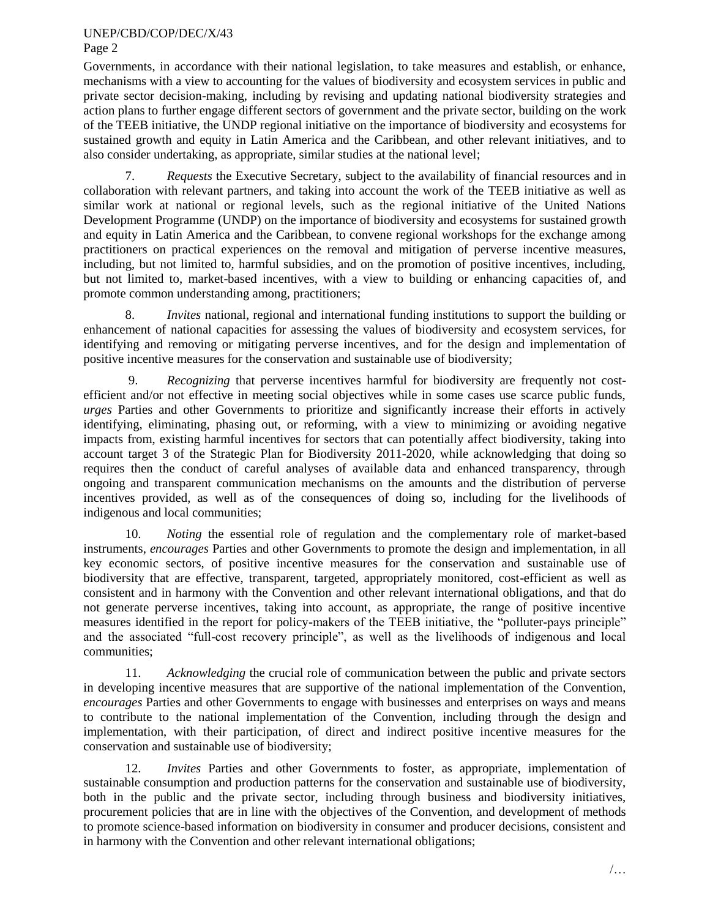Governments, in accordance with their national legislation, to take measures and establish, or enhance, mechanisms with a view to accounting for the values of biodiversity and ecosystem services in public and private sector decision-making, including by revising and updating national biodiversity strategies and action plans to further engage different sectors of government and the private sector, building on the work of the TEEB initiative, the UNDP regional initiative on the importance of biodiversity and ecosystems for sustained growth and equity in Latin America and the Caribbean, and other relevant initiatives, and to also consider undertaking, as appropriate, similar studies at the national level;

7. *Requests* the Executive Secretary, subject to the availability of financial resources and in collaboration with relevant partners, and taking into account the work of the TEEB initiative as well as similar work at national or regional levels, such as the regional initiative of the United Nations Development Programme (UNDP) on the importance of biodiversity and ecosystems for sustained growth and equity in Latin America and the Caribbean, to convene regional workshops for the exchange among practitioners on practical experiences on the removal and mitigation of perverse incentive measures, including, but not limited to, harmful subsidies, and on the promotion of positive incentives, including, but not limited to, market-based incentives, with a view to building or enhancing capacities of, and promote common understanding among, practitioners;

8. *Invites* national, regional and international funding institutions to support the building or enhancement of national capacities for assessing the values of biodiversity and ecosystem services, for identifying and removing or mitigating perverse incentives, and for the design and implementation of positive incentive measures for the conservation and sustainable use of biodiversity;

9. *Recognizing* that perverse incentives harmful for biodiversity are frequently not cost-efficient and/or not effective in meeting social objectives while in some cases use scarce public funds, *urges* Parties and other Governments to prioritize and significantly increase their efforts in actively identifying, eliminating, phasing out, or reforming, with a view to minimizing or avoiding negative impacts from, existing harmful incentives for sectors that can potentially affect biodiversity, taking into account target 3 of the Strategic Plan for Biodiversity 2011-2020, while acknowledging that doing so requires then the conduct of careful analyses of available data and enhanced transparency, through ongoing and transparent communication mechanisms on the amounts and the distribution of perverse incentives provided, as well as of the consequences of doing so, including for the livelihoods of indigenous and local communities;

10. *Noting* the essential role of regulation and the complementary role of market-based instruments, *encourages* Parties and other Governments to promote the design and implementation, in all key economic sectors, of positive incentive measures for the conservation and sustainable use of biodiversity that are effective, transparent, targeted, appropriately monitored, cost-efficient as well as consistent and in harmony with the Convention and other relevant international obligations, and that do not generate perverse incentives, taking into account, as appropriate, the range of positive incentive measures identified in the report for policy-makers of the TEEB initiative, the "polluter-pays principle" and the associated "full-cost recovery principle", as well as the livelihoods of indigenous and local communities;

11. *Acknowledging* the crucial role of communication between the public and private sectors in developing incentive measures that are supportive of the national implementation of the Convention, *encourages* Parties and other Governments to engage with businesses and enterprises on ways and means to contribute to the national implementation of the Convention, including through the design and implementation, with their participation, of direct and indirect positive incentive measures for the conservation and sustainable use of biodiversity;

12. *Invites* Parties and other Governments to foster, as appropriate, implementation of sustainable consumption and production patterns for the conservation and sustainable use of biodiversity, both in the public and the private sector, including through business and biodiversity initiatives, procurement policies that are in line with the objectives of the Convention, and development of methods to promote science-based information on biodiversity in consumer and producer decisions, consistent and in harmony with the Convention and other relevant international obligations;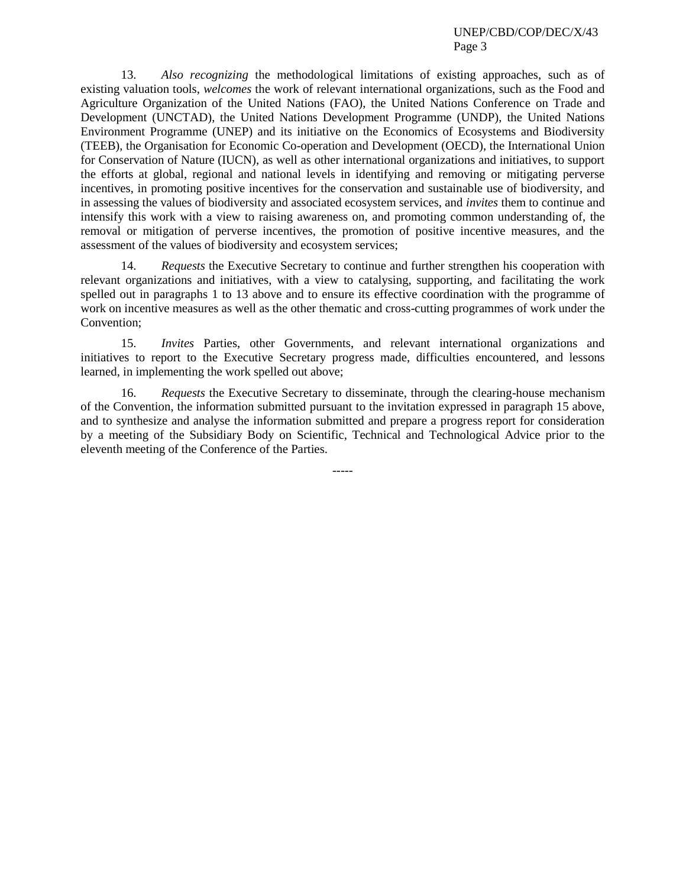13. *Also recognizing* the methodological limitations of existing approaches, such as of existing valuation tools, *welcomes* the work of relevant international organizations, such as the Food and Agriculture Organization of the United Nations (FAO), the United Nations Conference on Trade and Development (UNCTAD), the United Nations Development Programme (UNDP), the United Nations Environment Programme (UNEP) and its initiative on the Economics of Ecosystems and Biodiversity (TEEB), the Organisation for Economic Co-operation and Development (OECD), the International Union for Conservation of Nature (IUCN), as well as other international organizations and initiatives, to support the efforts at global, regional and national levels in identifying and removing or mitigating perverse incentives, in promoting positive incentives for the conservation and sustainable use of biodiversity, and in assessing the values of biodiversity and associated ecosystem services, and *invites* them to continue and intensify this work with a view to raising awareness on, and promoting common understanding of, the removal or mitigation of perverse incentives, the promotion of positive incentive measures, and the assessment of the values of biodiversity and ecosystem services;

14. *Requests* the Executive Secretary to continue and further strengthen his cooperation with relevant organizations and initiatives, with a view to catalysing, supporting, and facilitating the work spelled out in paragraphs 1 to 13 above and to ensure its effective coordination with the programme of work on incentive measures as well as the other thematic and cross-cutting programmes of work under the Convention;

15. *Invites* Parties, other Governments, and relevant international organizations and initiatives to report to the Executive Secretary progress made, difficulties encountered, and lessons learned, in implementing the work spelled out above;

16. *Requests* the Executive Secretary to disseminate, through the clearing-house mechanism of the Convention, the information submitted pursuant to the invitation expressed in paragraph 15 above, and to synthesize and analyse the information submitted and prepare a progress report for consideration by a meeting of the Subsidiary Body on Scientific, Technical and Technological Advice prior to the eleventh meeting of the Conference of the Parties.

-----